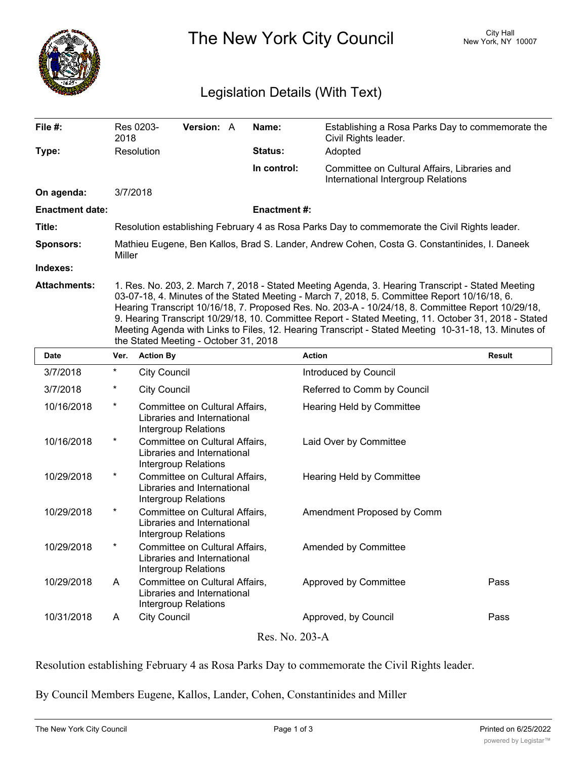# The New York City Council

City Hall
New York, NY 10007

## Legislation Details (With Text)

| | | | |
|---|---|---|---|
| **File #:** | Res 0203-2018 **Version:** A | **Name:** | Establishing a Rosa Parks Day to commemorate the Civil Rights leader. |
| **Type:** | Resolution | **Status:** | Adopted |
| | | **In control:** | Committee on Cultural Affairs, Libraries and International Intergroup Relations |
| **On agenda:** | 3/7/2018 | | |
| **Enactment date:** | | **Enactment #:** | |

**Title:** Resolution establishing February 4 as Rosa Parks Day to commemorate the Civil Rights leader.

**Sponsors:** Mathieu Eugene, Ben Kallos, Brad S. Lander, Andrew Cohen, Costa G. Constantinides, I. Daneek Miller

**Indexes:**

**Attachments:** 1. Res. No. 203, 2. March 7, 2018 - Stated Meeting Agenda, 3. Hearing Transcript - Stated Meeting 03-07-18, 4. Minutes of the Stated Meeting - March 7, 2018, 5. Committee Report 10/16/18, 6. Hearing Transcript 10/16/18, 7. Proposed Res. No. 203-A - 10/24/18, 8. Committee Report 10/29/18, 9. Hearing Transcript 10/29/18, 10. Committee Report - Stated Meeting, 11. October 31, 2018 - Stated Meeting Agenda with Links to Files, 12. Hearing Transcript - Stated Meeting 10-31-18, 13. Minutes of the Stated Meeting - October 31, 2018

| Date | Ver. | Action By | Action | Result |
|---|---|---|---|---|
| 3/7/2018 | * | City Council | Introduced by Council | |
| 3/7/2018 | * | City Council | Referred to Comm by Council | |
| 10/16/2018 | * | Committee on Cultural Affairs, Libraries and International Intergroup Relations | Hearing Held by Committee | |
| 10/16/2018 | * | Committee on Cultural Affairs, Libraries and International Intergroup Relations | Laid Over by Committee | |
| 10/29/2018 | * | Committee on Cultural Affairs, Libraries and International Intergroup Relations | Hearing Held by Committee | |
| 10/29/2018 | * | Committee on Cultural Affairs, Libraries and International Intergroup Relations | Amendment Proposed by Comm | |
| 10/29/2018 | * | Committee on Cultural Affairs, Libraries and International Intergroup Relations | Amended by Committee | |
| 10/29/2018 | A | Committee on Cultural Affairs, Libraries and International Intergroup Relations | Approved by Committee | Pass |
| 10/31/2018 | A | City Council | Approved, by Council | Pass |

Res. No. 203-A

Resolution establishing February 4 as Rosa Parks Day to commemorate the Civil Rights leader.

By Council Members Eugene, Kallos, Lander, Cohen, Constantinides and Miller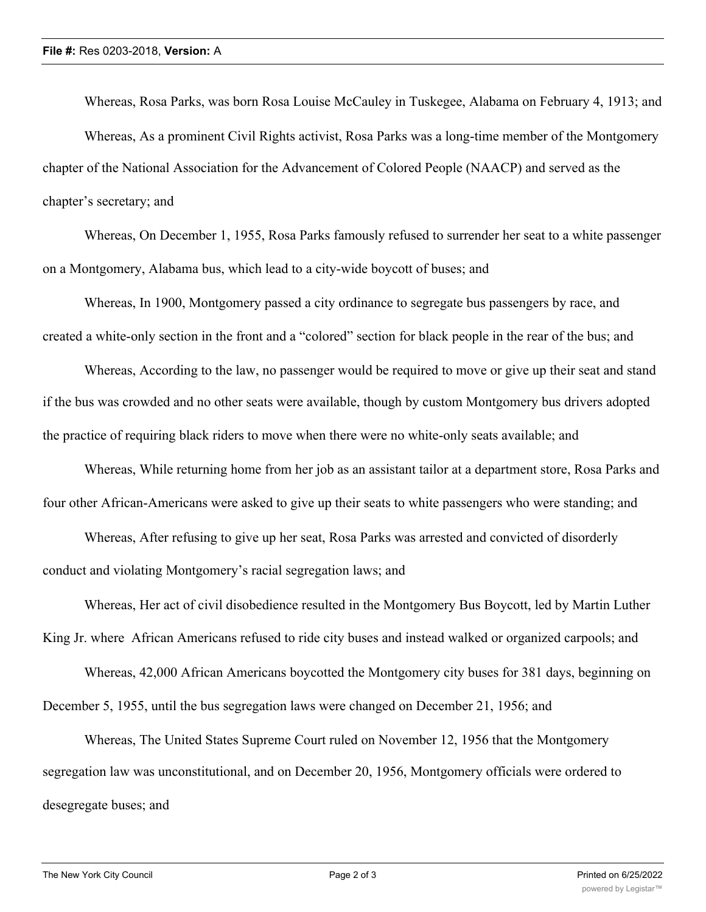Whereas, Rosa Parks, was born Rosa Louise McCauley in Tuskegee, Alabama on February 4, 1913; and

Whereas, As a prominent Civil Rights activist, Rosa Parks was a long-time member of the Montgomery chapter of the National Association for the Advancement of Colored People (NAACP) and served as the chapter's secretary; and

Whereas, On December 1, 1955, Rosa Parks famously refused to surrender her seat to a white passenger on a Montgomery, Alabama bus, which lead to a city-wide boycott of buses; and

Whereas, In 1900, Montgomery passed a city ordinance to segregate bus passengers by race, and created a white-only section in the front and a "colored" section for black people in the rear of the bus; and

Whereas, According to the law, no passenger would be required to move or give up their seat and stand if the bus was crowded and no other seats were available, though by custom Montgomery bus drivers adopted the practice of requiring black riders to move when there were no white-only seats available; and

Whereas, While returning home from her job as an assistant tailor at a department store, Rosa Parks and four other African-Americans were asked to give up their seats to white passengers who were standing; and

Whereas, After refusing to give up her seat, Rosa Parks was arrested and convicted of disorderly conduct and violating Montgomery's racial segregation laws; and

Whereas, Her act of civil disobedience resulted in the Montgomery Bus Boycott, led by Martin Luther King Jr. where African Americans refused to ride city buses and instead walked or organized carpools; and

Whereas, 42,000 African Americans boycotted the Montgomery city buses for 381 days, beginning on December 5, 1955, until the bus segregation laws were changed on December 21, 1956; and

Whereas, The United States Supreme Court ruled on November 12, 1956 that the Montgomery segregation law was unconstitutional, and on December 20, 1956, Montgomery officials were ordered to desegregate buses; and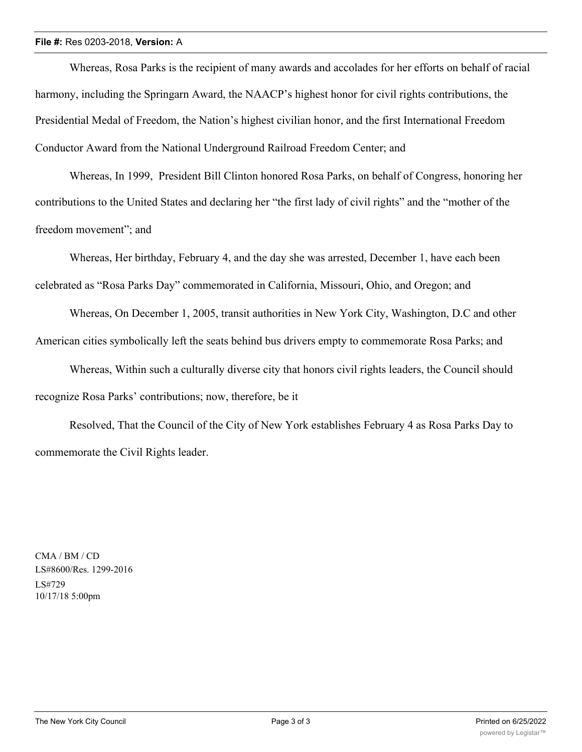Whereas, Rosa Parks is the recipient of many awards and accolades for her efforts on behalf of racial harmony, including the Springarn Award, the NAACP's highest honor for civil rights contributions, the Presidential Medal of Freedom, the Nation's highest civilian honor, and the first International Freedom Conductor Award from the National Underground Railroad Freedom Center; and

Whereas, In 1999, President Bill Clinton honored Rosa Parks, on behalf of Congress, honoring her contributions to the United States and declaring her "the first lady of civil rights" and the "mother of the freedom movement"; and

Whereas, Her birthday, February 4, and the day she was arrested, December 1, have each been celebrated as "Rosa Parks Day" commemorated in California, Missouri, Ohio, and Oregon; and

Whereas, On December 1, 2005, transit authorities in New York City, Washington, D.C and other American cities symbolically left the seats behind bus drivers empty to commemorate Rosa Parks; and

Whereas, Within such a culturally diverse city that honors civil rights leaders, the Council should recognize Rosa Parks' contributions; now, therefore, be it

Resolved, That the Council of the City of New York establishes February 4 as Rosa Parks Day to commemorate the Civil Rights leader.

CMA / BM / CD
LS#8600/Res. 1299-2016
LS#729
10/17/18 5:00pm